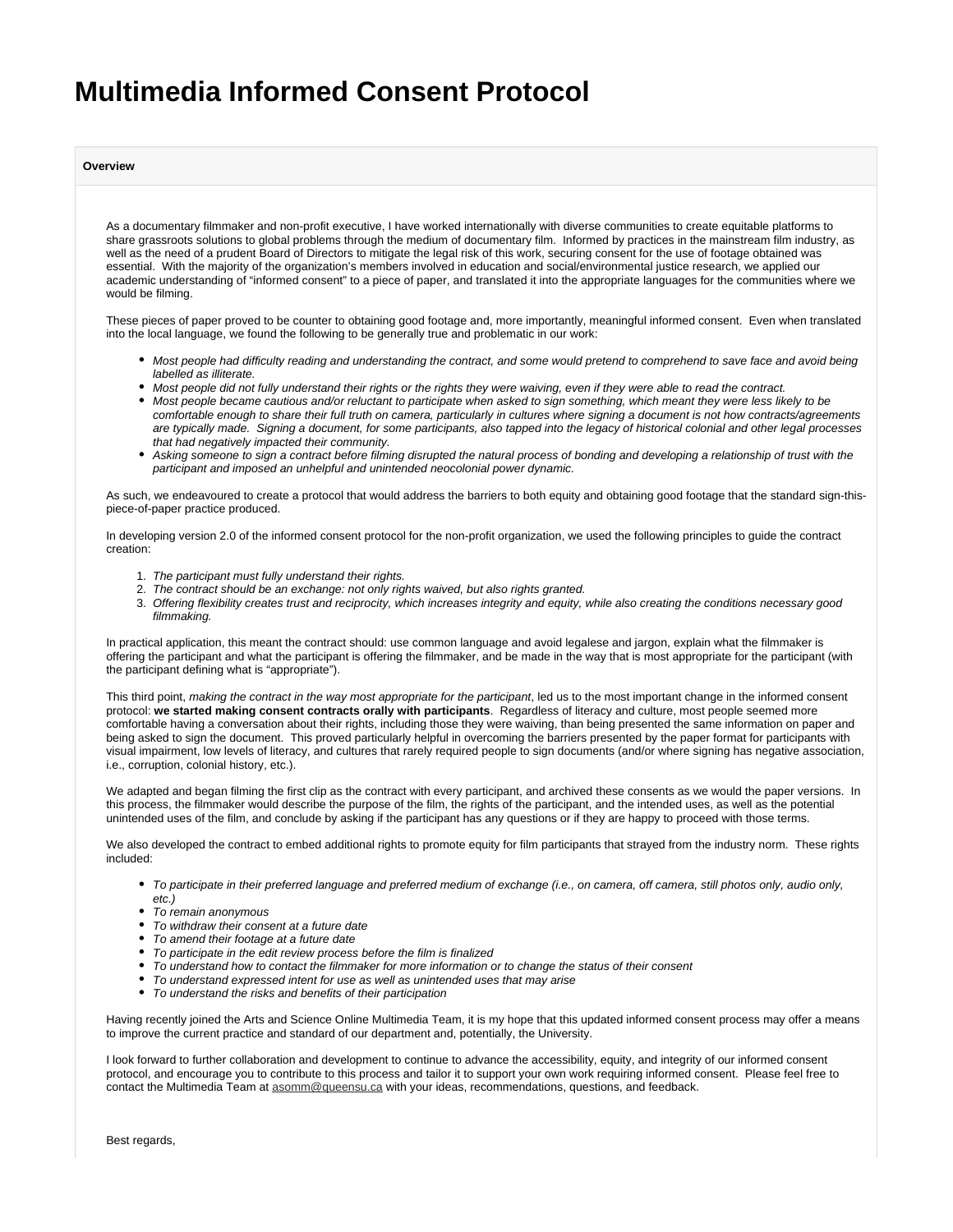# Multimedia Informed Consent Protocol

**Overview**

As a documentary filmmaker and non-profit executive, I have worked internationally with diverse communities to create equitable platforms to share grassroots solutions to global problems through the medium of documentary film. Informed by practices in the mainstream film industry, as well as the need of a prudent Board of Directors to mitigate the legal risk of this work, securing consent for the use of footage obtained was essential. With the majority of the organization's members involved in education and social/environmental justice research, we applied our academic understanding of "informed consent" to a piece of paper, and translated it into the appropriate languages for the communities where we would be filming.

These pieces of paper proved to be counter to obtaining good footage and, more importantly, meaningful informed consent. Even when translated into the local language, we found the following to be generally true and problematic in our work:

- *Most people had difficulty reading and understanding the contract, and some would pretend to comprehend to save face and avoid being labelled as illiterate.*
- *Most people did not fully understand their rights or the rights they were waiving, even if they were able to read the contract.*
- *Most people became cautious and/or reluctant to participate when asked to sign something, which meant they were less likely to be comfortable enough to share their full truth on camera, particularly in cultures where signing a document is not how contracts/agreements are typically made. Signing a document, for some participants, also tapped into the legacy of historical colonial and other legal processes that had negatively impacted their community.*
- *Asking someone to sign a contract before filming disrupted the natural process of bonding and developing a relationship of trust with the participant and imposed an unhelpful and unintended neocolonial power dynamic.*

As such, we endeavoured to create a protocol that would address the barriers to both equity and obtaining good footage that the standard sign-this-piece-of-paper practice produced.

In developing version 2.0 of the informed consent protocol for the non-profit organization, we used the following principles to guide the contract creation:

1. *The participant must fully understand their rights.*
2. *The contract should be an exchange: not only rights waived, but also rights granted.*
3. *Offering flexibility creates trust and reciprocity, which increases integrity and equity, while also creating the conditions necessary good filmmaking.*

In practical application, this meant the contract should: use common language and avoid legalese and jargon, explain what the filmmaker is offering the participant and what the participant is offering the filmmaker, and be made in the way that is most appropriate for the participant (with the participant defining what is "appropriate").

This third point, *making the contract in the way most appropriate for the participant*, led us to the most important change in the informed consent protocol: **we started making consent contracts orally with participants**. Regardless of literacy and culture, most people seemed more comfortable having a conversation about their rights, including those they were waiving, than being presented the same information on paper and being asked to sign the document. This proved particularly helpful in overcoming the barriers presented by the paper format for participants with visual impairment, low levels of literacy, and cultures that rarely required people to sign documents (and/or where signing has negative association, i.e., corruption, colonial history, etc.).

We adapted and began filming the first clip as the contract with every participant, and archived these consents as we would the paper versions. In this process, the filmmaker would describe the purpose of the film, the rights of the participant, and the intended uses, as well as the potential unintended uses of the film, and conclude by asking if the participant has any questions or if they are happy to proceed with those terms.

We also developed the contract to embed additional rights to promote equity for film participants that strayed from the industry norm. These rights included:

- *To participate in their preferred language and preferred medium of exchange (i.e., on camera, off camera, still photos only, audio only, etc.)*
- *To remain anonymous*
- *To withdraw their consent at a future date*
- *To amend their footage at a future date*
- *To participate in the edit review process before the film is finalized*
- *To understand how to contact the filmmaker for more information or to change the status of their consent*
- *To understand expressed intent for use as well as unintended uses that may arise*
- *To understand the risks and benefits of their participation*

Having recently joined the Arts and Science Online Multimedia Team, it is my hope that this updated informed consent process may offer a means to improve the current practice and standard of our department and, potentially, the University.

I look forward to further collaboration and development to continue to advance the accessibility, equity, and integrity of our informed consent protocol, and encourage you to contribute to this process and tailor it to support your own work requiring informed consent. Please feel free to contact the Multimedia Team at asomm@queensu.ca with your ideas, recommendations, questions, and feedback.

Best regards,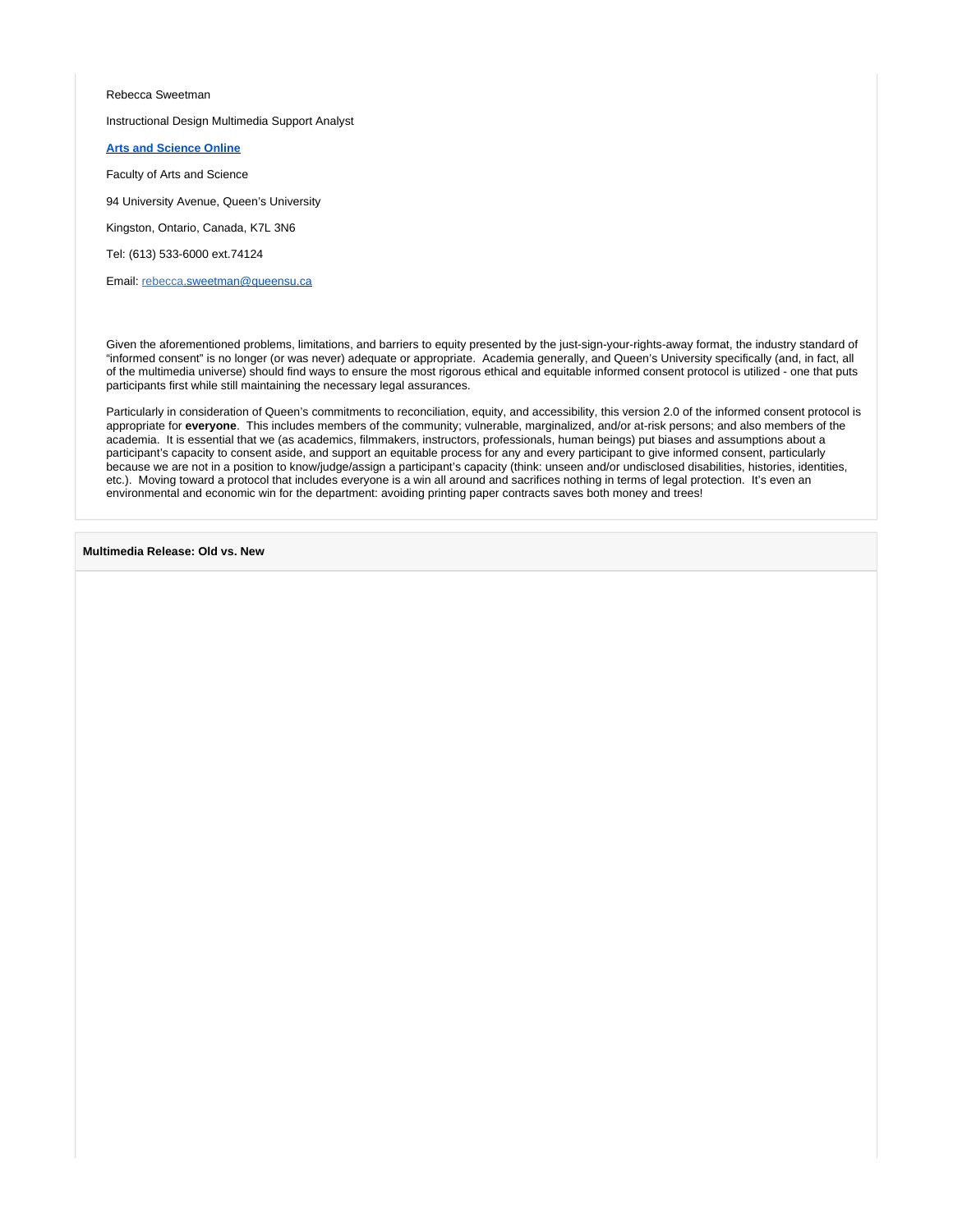Rebecca Sweetman

Instructional Design Multimedia Support Analyst

**[Arts and Science Online](#)**

Faculty of Arts and Science

94 University Avenue, Queen's University

Kingston, Ontario, Canada, K7L 3N6

Tel: (613) 533-6000 ext.74124

Email: [rebecca.sweetman@queensu.ca](mailto:rebecca.sweetman@queensu.ca)

Given the aforementioned problems, limitations, and barriers to equity presented by the just-sign-your-rights-away format, the industry standard of "informed consent" is no longer (or was never) adequate or appropriate. Academia generally, and Queen's University specifically (and, in fact, all of the multimedia universe) should find ways to ensure the most rigorous ethical and equitable informed consent protocol is utilized - one that puts participants first while still maintaining the necessary legal assurances.

Particularly in consideration of Queen's commitments to reconciliation, equity, and accessibility, this version 2.0 of the informed consent protocol is appropriate for **everyone**. This includes members of the community; vulnerable, marginalized, and/or at-risk persons; and also members of the academia. It is essential that we (as academics, filmmakers, instructors, professionals, human beings) put biases and assumptions about a participant's capacity to consent aside, and support an equitable process for any and every participant to give informed consent, particularly because we are not in a position to know/judge/assign a participant's capacity (think: unseen and/or undisclosed disabilities, histories, identities, etc.). Moving toward a protocol that includes everyone is a win all around and sacrifices nothing in terms of legal protection. It's even an environmental and economic win for the department: avoiding printing paper contracts saves both money and trees!

**Multimedia Release: Old vs. New**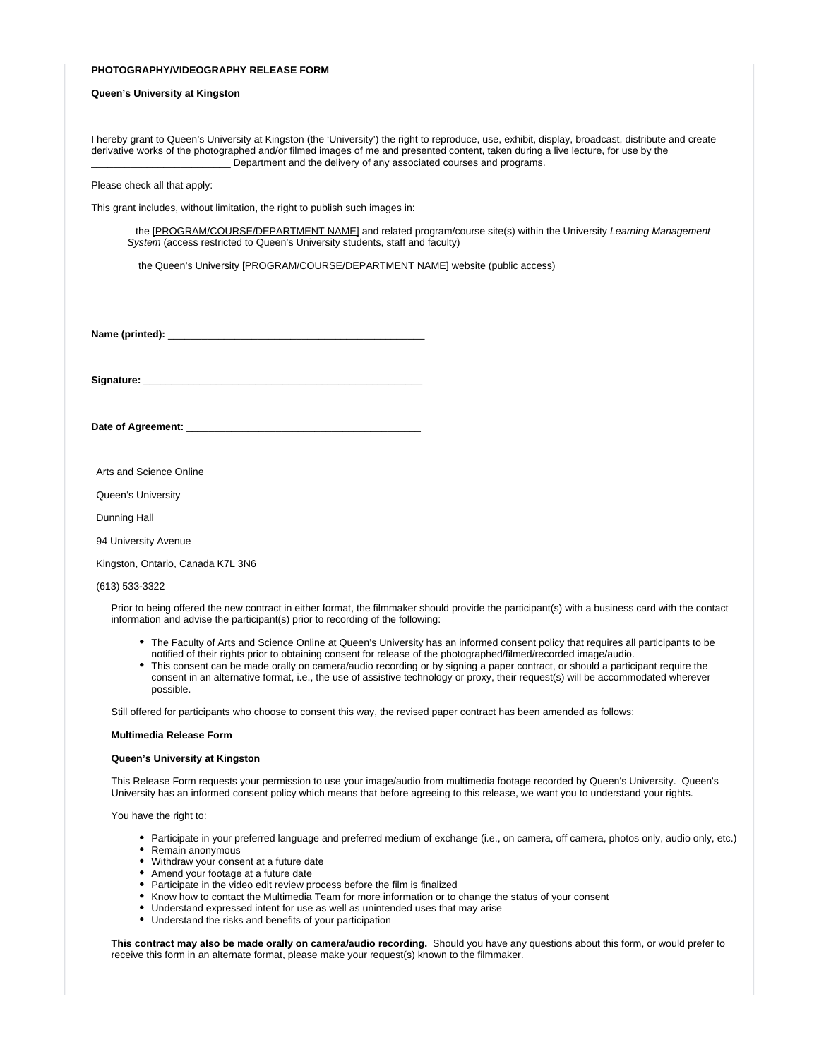**PHOTOGRAPHY/VIDEOGRAPHY RELEASE FORM**

**Queen's University at Kingston**

I hereby grant to Queen's University at Kingston (the 'University') the right to reproduce, use, exhibit, display, broadcast, distribute and create derivative works of the photographed and/or filmed images of me and presented content, taken during a live lecture, for use by the _________________________ Department and the delivery of any associated courses and programs.

Please check all that apply:

This grant includes, without limitation, the right to publish such images in:

the [PROGRAM/COURSE/DEPARTMENT NAME] and related program/course site(s) within the University *Learning Management System* (access restricted to Queen's University students, staff and faculty)

the Queen's University [PROGRAM/COURSE/DEPARTMENT NAME] website (public access)

**Name (printed):** _______________________________________________

**Signature:** ___________________________________________________

**Date of Agreement:** __________________________________________

Arts and Science Online

Queen's University

Dunning Hall

94 University Avenue

Kingston, Ontario, Canada K7L 3N6

(613) 533-3322

Prior to being offered the new contract in either format, the filmmaker should provide the participant(s) with a business card with the contact information and advise the participant(s) prior to recording of the following:

- The Faculty of Arts and Science Online at Queen's University has an informed consent policy that requires all participants to be notified of their rights prior to obtaining consent for release of the photographed/filmed/recorded image/audio.
- This consent can be made orally on camera/audio recording or by signing a paper contract, or should a participant require the consent in an alternative format, i.e., the use of assistive technology or proxy, their request(s) will be accommodated wherever possible.

Still offered for participants who choose to consent this way, the revised paper contract has been amended as follows:

**Multimedia Release Form**

**Queen's University at Kingston**

This Release Form requests your permission to use your image/audio from multimedia footage recorded by Queen's University. Queen's University has an informed consent policy which means that before agreeing to this release, we want you to understand your rights.

You have the right to:

- Participate in your preferred language and preferred medium of exchange (i.e., on camera, off camera, photos only, audio only, etc.)
- Remain anonymous
- Withdraw your consent at a future date
- Amend your footage at a future date
- Participate in the video edit review process before the film is finalized
- Know how to contact the Multimedia Team for more information or to change the status of your consent
- Understand expressed intent for use as well as unintended uses that may arise
- Understand the risks and benefits of your participation

**This contract may also be made orally on camera/audio recording.** Should you have any questions about this form, or would prefer to receive this form in an alternate format, please make your request(s) known to the filmmaker.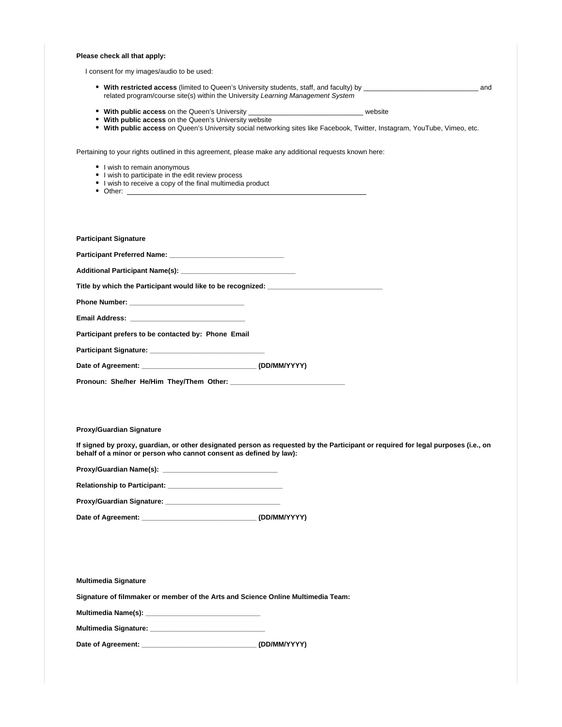**Please check all that apply:**

I consent for my images/audio to be used:

- **With restricted access** (limited to Queen's University students, staff, and faculty) by ______________________________ and related program/course site(s) within the University *Learning Management System*
- **With public access** on the Queen's University ______________________________ website
- **With public access** on the Queen's University website
- **With public access** on Queen's University social networking sites like Facebook, Twitter, Instagram, YouTube, Vimeo, etc.

Pertaining to your rights outlined in this agreement, please make any additional requests known here:

- I wish to remain anonymous
- I wish to participate in the edit review process
- I wish to receive a copy of the final multimedia product
- Other: ______________________________

**Participant Signature**

**Participant Preferred Name: ______________________________**

**Additional Participant Name(s): ______________________________**

**Title by which the Participant would like to be recognized: ______________________________**

**Phone Number: ______________________________**

**Email Address: ______________________________**

**Participant prefers to be contacted by: Phone Email**

**Participant Signature: ______________________________**

**Date of Agreement: ______________________________ (DD/MM/YYYY)**

**Pronoun: She/her He/Him They/Them Other: ______________________________**

**Proxy/Guardian Signature**

**If signed by proxy, guardian, or other designated person as requested by the Participant or required for legal purposes (i.e., on behalf of a minor or person who cannot consent as defined by law):**

**Proxy/Guardian Name(s): ______________________________**

**Relationship to Participant: ______________________________**

**Proxy/Guardian Signature: ______________________________**

**Date of Agreement: ______________________________ (DD/MM/YYYY)**

**Multimedia Signature**

**Signature of filmmaker or member of the Arts and Science Online Multimedia Team:**

**Multimedia Name(s): ______________________________**

**Multimedia Signature: ______________________________**

**Date of Agreement: ______________________________ (DD/MM/YYYY)**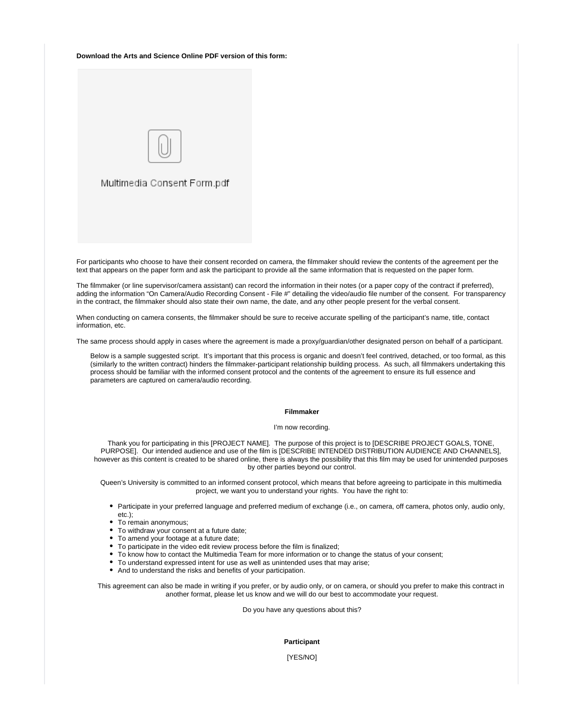**Download the Arts and Science Online PDF version of this form:**

Multimedia Consent Form.pdf

For participants who choose to have their consent recorded on camera, the filmmaker should review the contents of the agreement per the text that appears on the paper form and ask the participant to provide all the same information that is requested on the paper form.

The filmmaker (or line supervisor/camera assistant) can record the information in their notes (or a paper copy of the contract if preferred), adding the information "On Camera/Audio Recording Consent - File #" detailing the video/audio file number of the consent. For transparency in the contract, the filmmaker should also state their own name, the date, and any other people present for the verbal consent.

When conducting on camera consents, the filmmaker should be sure to receive accurate spelling of the participant's name, title, contact information, etc.

The same process should apply in cases where the agreement is made a proxy/guardian/other designated person on behalf of a participant.

> Below is a sample suggested script. It's important that this process is organic and doesn't feel contrived, detached, or too formal, as this (similarly to the written contract) hinders the filmmaker-participant relationship building process. As such, all filmmakers undertaking this process should be familiar with the informed consent protocol and the contents of the agreement to ensure its full essence and parameters are captured on camera/audio recording.

**Filmmaker**

I'm now recording.

Thank you for participating in this [PROJECT NAME]. The purpose of this project is to [DESCRIBE PROJECT GOALS, TONE, PURPOSE]. Our intended audience and use of the film is [DESCRIBE INTENDED DISTRIBUTION AUDIENCE AND CHANNELS], however as this content is created to be shared online, there is always the possibility that this film may be used for unintended purposes by other parties beyond our control.

Queen's University is committed to an informed consent protocol, which means that before agreeing to participate in this multimedia project, we want you to understand your rights. You have the right to:

- Participate in your preferred language and preferred medium of exchange (i.e., on camera, off camera, photos only, audio only, etc.);
- To remain anonymous;
- To withdraw your consent at a future date;
- To amend your footage at a future date;
- To participate in the video edit review process before the film is finalized;
- To know how to contact the Multimedia Team for more information or to change the status of your consent;
- To understand expressed intent for use as well as unintended uses that may arise;
- And to understand the risks and benefits of your participation.

This agreement can also be made in writing if you prefer, or by audio only, or on camera, or should you prefer to make this contract in another format, please let us know and we will do our best to accommodate your request.

Do you have any questions about this?

**Participant**

[YES/NO]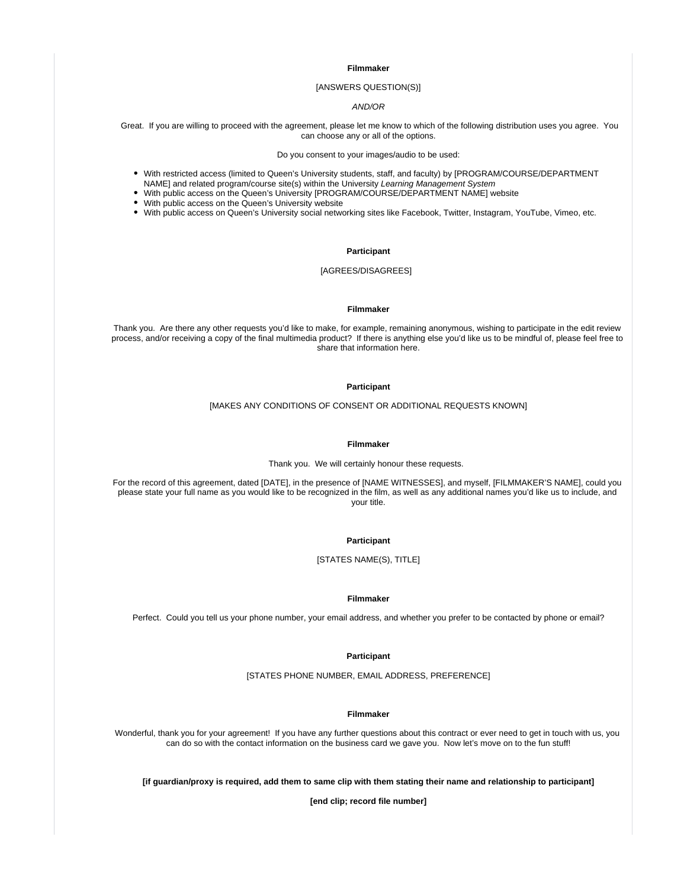**Filmmaker**

[ANSWERS QUESTION(S)]

*AND/OR*

Great. If you are willing to proceed with the agreement, please let me know to which of the following distribution uses you agree. You can choose any or all of the options.

Do you consent to your images/audio to be used:

- With restricted access (limited to Queen's University students, staff, and faculty) by [PROGRAM/COURSE/DEPARTMENT NAME] and related program/course site(s) within the University *Learning Management System*
- With public access on the Queen's University [PROGRAM/COURSE/DEPARTMENT NAME] website
- With public access on the Queen's University website
- With public access on Queen's University social networking sites like Facebook, Twitter, Instagram, YouTube, Vimeo, etc.

**Participant**

[AGREES/DISAGREES]

**Filmmaker**

Thank you. Are there any other requests you'd like to make, for example, remaining anonymous, wishing to participate in the edit review process, and/or receiving a copy of the final multimedia product? If there is anything else you'd like us to be mindful of, please feel free to share that information here.

**Participant**

[MAKES ANY CONDITIONS OF CONSENT OR ADDITIONAL REQUESTS KNOWN]

**Filmmaker**

Thank you. We will certainly honour these requests.

For the record of this agreement, dated [DATE], in the presence of [NAME WITNESSES], and myself, [FILMMAKER'S NAME], could you please state your full name as you would like to be recognized in the film, as well as any additional names you'd like us to include, and your title.

**Participant**

[STATES NAME(S), TITLE]

**Filmmaker**

Perfect. Could you tell us your phone number, your email address, and whether you prefer to be contacted by phone or email?

**Participant**

[STATES PHONE NUMBER, EMAIL ADDRESS, PREFERENCE]

**Filmmaker**

Wonderful, thank you for your agreement! If you have any further questions about this contract or ever need to get in touch with us, you can do so with the contact information on the business card we gave you. Now let's move on to the fun stuff!

**[if guardian/proxy is required, add them to same clip with them stating their name and relationship to participant]**

**[end clip; record file number]**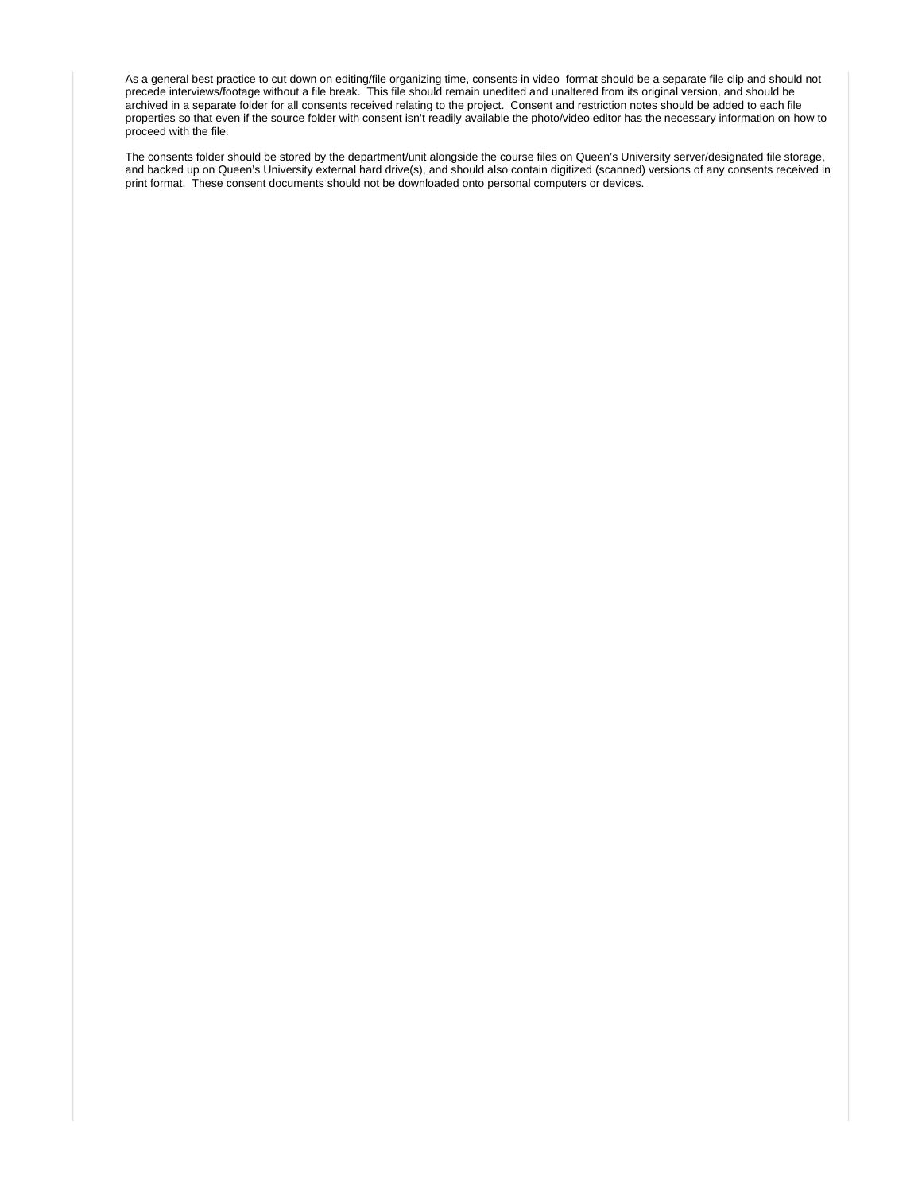As a general best practice to cut down on editing/file organizing time, consents in video format should be a separate file clip and should not precede interviews/footage without a file break. This file should remain unedited and unaltered from its original version, and should be archived in a separate folder for all consents received relating to the project. Consent and restriction notes should be added to each file properties so that even if the source folder with consent isn't readily available the photo/video editor has the necessary information on how to proceed with the file.

The consents folder should be stored by the department/unit alongside the course files on Queen's University server/designated file storage, and backed up on Queen's University external hard drive(s), and should also contain digitized (scanned) versions of any consents received in print format. These consent documents should not be downloaded onto personal computers or devices.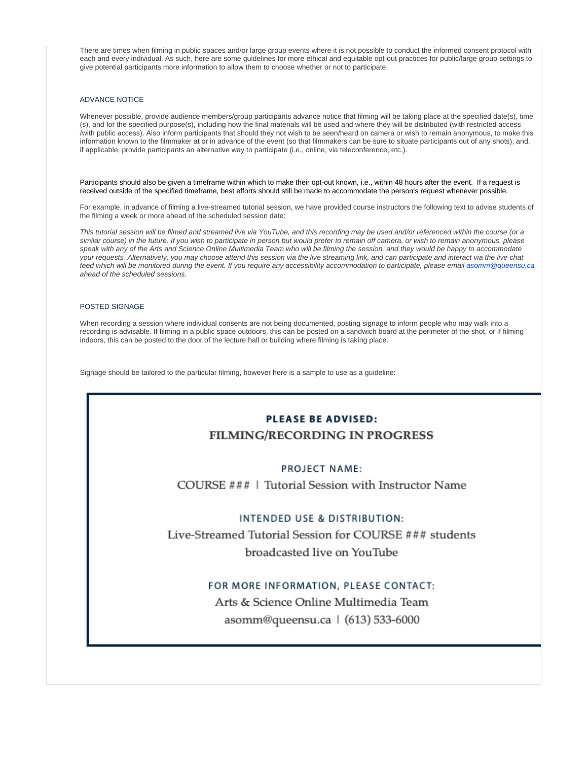There are times when filming in public spaces and/or large group events where it is not possible to conduct the informed consent protocol with each and every individual. As such, here are some guidelines for more ethical and equitable opt-out practices for public/large group settings to give potential participants more information to allow them to choose whether or not to participate.

### ADVANCE NOTICE

Whenever possible, provide audience members/group participants advance notice that filming will be taking place at the specified date(s), time (s), and for the specified purpose(s), including how the final materials will be used and where they will be distributed (with restricted access /with public access). Also inform participants that should they not wish to be seen/heard on camera or wish to remain anonymous, to make this information known to the filmmaker at or in advance of the event (so that filmmakers can be sure to situate participants out of any shots), and, if applicable, provide participants an alternative way to participate (i.e., online, via teleconference, etc.).

Participants should also be given a timeframe within which to make their opt-out known, i.e., within 48 hours after the event. If a request is received outside of the specified timeframe, best efforts should still be made to accommodate the person's request whenever possible.

For example, in advance of filming a live-streamed tutorial session, we have provided course instructors the following text to advise students of the filming a week or more ahead of the scheduled session date:

*This tutorial session will be filmed and streamed live via YouTube, and this recording may be used and/or referenced within the course (or a similar course) in the future. If you wish to participate in person but would prefer to remain off camera, or wish to remain anonymous, please speak with any of the Arts and Science Online Multimedia Team who will be filming the session, and they would be happy to accommodate your requests. Alternatively, you may choose attend this session via the live streaming link, and can participate and interact via the live chat feed which will be monitored during the event. If you require any accessibility accommodation to participate, please email asomm@queensu.ca ahead of the scheduled sessions.*

### POSTED SIGNAGE

When recording a session where individual consents are not being documented, posting signage to inform people who may walk into a recording is advisable. If filming in a public space outdoors, this can be posted on a sandwich board at the perimeter of the shot, or if filming indoors, this can be posted to the door of the lecture hall or building where filming is taking place.

Signage should be tailored to the particular filming, however here is a sample to use as a guideline:

**PLEASE BE ADVISED:**

**FILMING/RECORDING IN PROGRESS**

PROJECT NAME:

COURSE ### | Tutorial Session with Instructor Name

INTENDED USE & DISTRIBUTION:

Live-Streamed Tutorial Session for COURSE ### students broadcasted live on YouTube

FOR MORE INFORMATION, PLEASE CONTACT:

Arts & Science Online Multimedia Team

asomm@queensu.ca | (613) 533-6000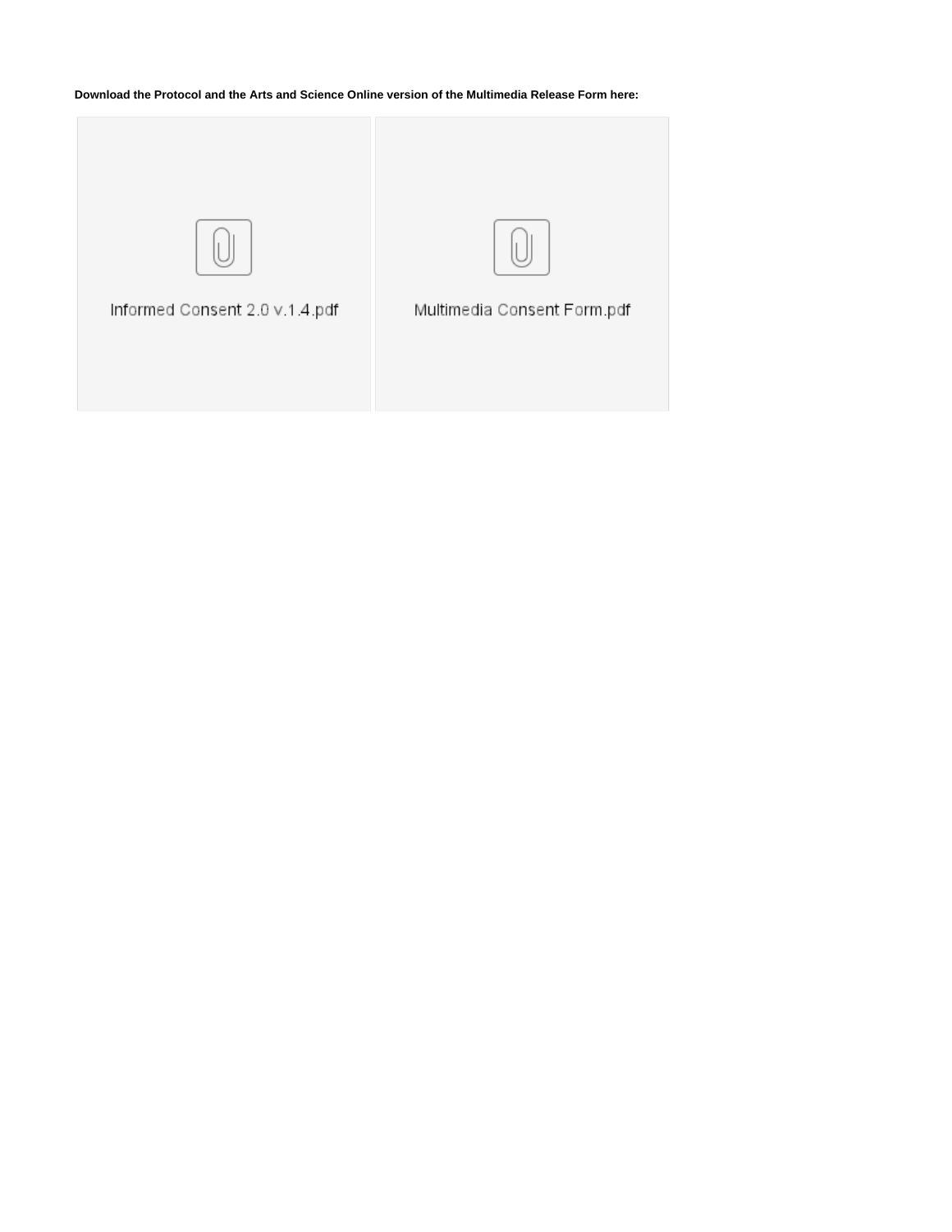**Download the Protocol and the Arts and Science Online version of the Multimedia Release Form here:**

Informed Consent 2.0 v.1.4.pdf

Multimedia Consent Form.pdf